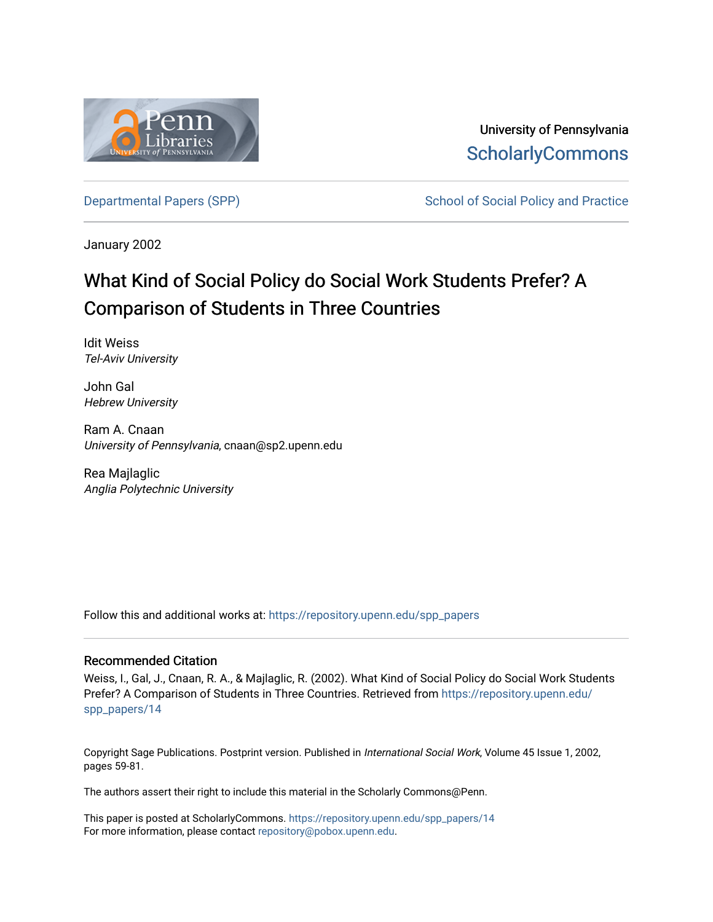University of Pennsylvania
ScholarlyCommons

Departmental Papers (SPP) | School of Social Policy and Practice

January 2002

# What Kind of Social Policy do Social Work Students Prefer? A Comparison of Students in Three Countries

Idit Weiss
*Tel-Aviv University*

John Gal
*Hebrew University*

Ram A. Cnaan
*University of Pennsylvania*, cnaan@sp2.upenn.edu

Rea Majlaglic
*Anglia Polytechnic University*

Follow this and additional works at: https://repository.upenn.edu/spp_papers

## Recommended Citation

Weiss, I., Gal, J., Cnaan, R. A., & Majlaglic, R. (2002). What Kind of Social Policy do Social Work Students Prefer? A Comparison of Students in Three Countries. Retrieved from https://repository.upenn.edu/spp_papers/14

Copyright Sage Publications. Postprint version. Published in *International Social Work*, Volume 45 Issue 1, 2002, pages 59-81.

The authors assert their right to include this material in the Scholarly Commons@Penn.

This paper is posted at ScholarlyCommons. https://repository.upenn.edu/spp_papers/14
For more information, please contact repository@pobox.upenn.edu.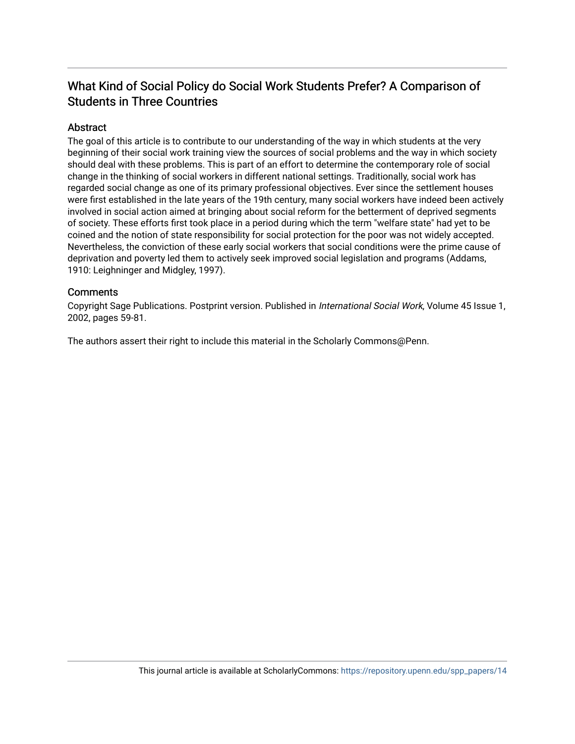## What Kind of Social Policy do Social Work Students Prefer? A Comparison of Students in Three Countries

### Abstract

The goal of this article is to contribute to our understanding of the way in which students at the very beginning of their social work training view the sources of social problems and the way in which society should deal with these problems. This is part of an effort to determine the contemporary role of social change in the thinking of social workers in different national settings. Traditionally, social work has regarded social change as one of its primary professional objectives. Ever since the settlement houses were first established in the late years of the 19th century, many social workers have indeed been actively involved in social action aimed at bringing about social reform for the betterment of deprived segments of society. These efforts first took place in a period during which the term "welfare state" had yet to be coined and the notion of state responsibility for social protection for the poor was not widely accepted. Nevertheless, the conviction of these early social workers that social conditions were the prime cause of deprivation and poverty led them to actively seek improved social legislation and programs (Addams, 1910: Leighninger and Midgley, 1997).

### Comments

Copyright Sage Publications. Postprint version. Published in *International Social Work*, Volume 45 Issue 1, 2002, pages 59-81.

The authors assert their right to include this material in the Scholarly Commons@Penn.

This journal article is available at ScholarlyCommons: https://repository.upenn.edu/spp_papers/14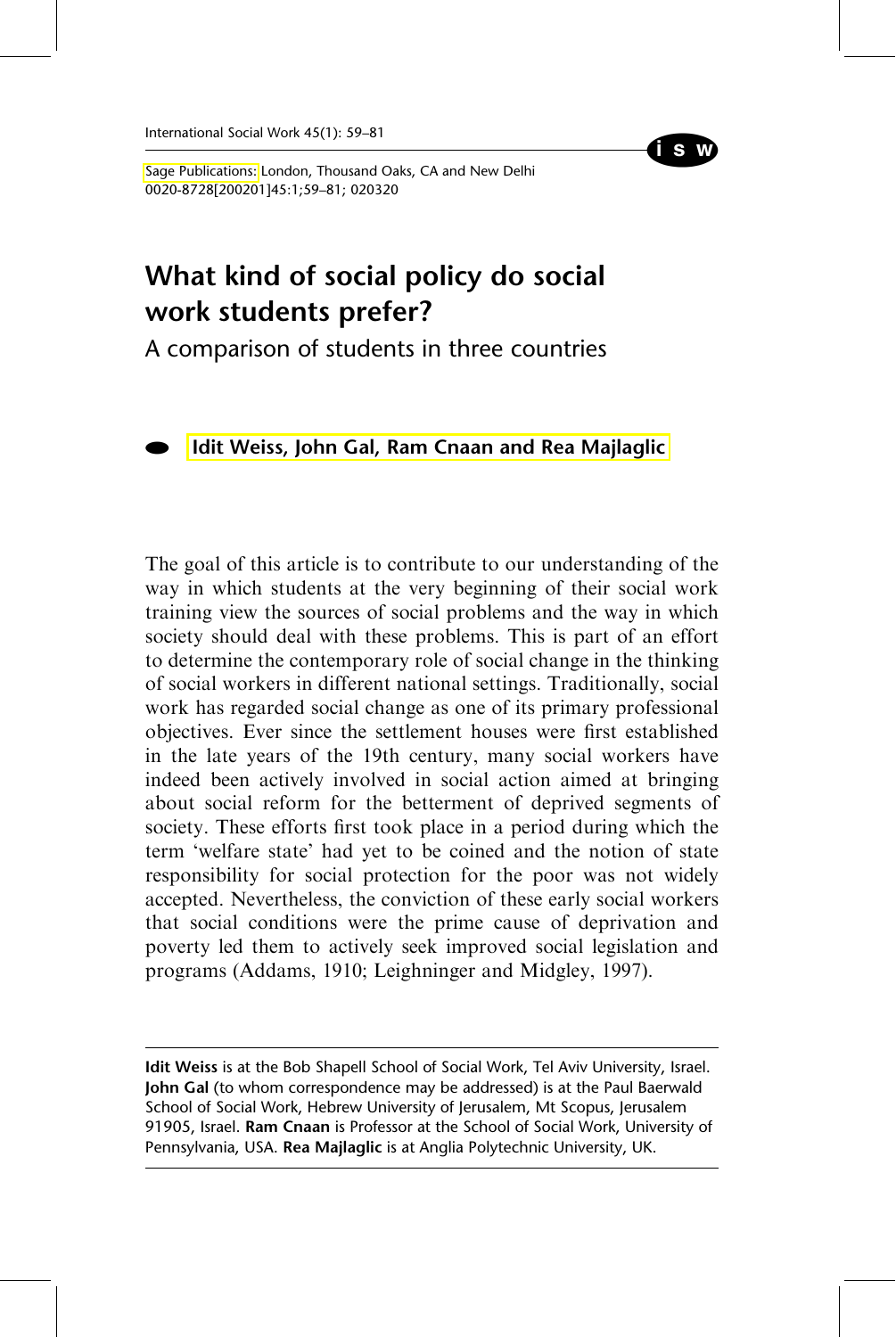# What kind of social policy do social work students prefer?

A comparison of students in three countries

**Idit Weiss, John Gal, Ram Cnaan and Rea Majlaglic**

The goal of this article is to contribute to our understanding of the way in which students at the very beginning of their social work training view the sources of social problems and the way in which society should deal with these problems. This is part of an effort to determine the contemporary role of social change in the thinking of social workers in different national settings. Traditionally, social work has regarded social change as one of its primary professional objectives. Ever since the settlement houses were first established in the late years of the 19th century, many social workers have indeed been actively involved in social action aimed at bringing about social reform for the betterment of deprived segments of society. These efforts first took place in a period during which the term 'welfare state' had yet to be coined and the notion of state responsibility for social protection for the poor was not widely accepted. Nevertheless, the conviction of these early social workers that social conditions were the prime cause of deprivation and poverty led them to actively seek improved social legislation and programs (Addams, 1910; Leighninger and Midgley, 1997).

---

**Idit Weiss** is at the Bob Shapell School of Social Work, Tel Aviv University, Israel. **John Gal** (to whom correspondence may be addressed) is at the Paul Baerwald School of Social Work, Hebrew University of Jerusalem, Mt Scopus, Jerusalem 91905, Israel. **Ram Cnaan** is Professor at the School of Social Work, University of Pennsylvania, USA. **Rea Majlaglic** is at Anglia Polytechnic University, UK.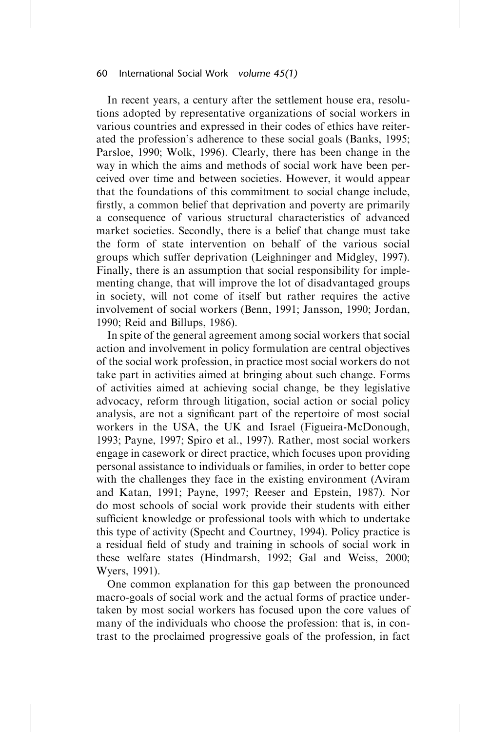In recent years, a century after the settlement house era, resolutions adopted by representative organizations of social workers in various countries and expressed in their codes of ethics have reiterated the profession's adherence to these social goals (Banks, 1995; Parsloe, 1990; Wolk, 1996). Clearly, there has been change in the way in which the aims and methods of social work have been perceived over time and between societies. However, it would appear that the foundations of this commitment to social change include, firstly, a common belief that deprivation and poverty are primarily a consequence of various structural characteristics of advanced market societies. Secondly, there is a belief that change must take the form of state intervention on behalf of the various social groups which suffer deprivation (Leighninger and Midgley, 1997). Finally, there is an assumption that social responsibility for implementing change, that will improve the lot of disadvantaged groups in society, will not come of itself but rather requires the active involvement of social workers (Benn, 1991; Jansson, 1990; Jordan, 1990; Reid and Billups, 1986).

In spite of the general agreement among social workers that social action and involvement in policy formulation are central objectives of the social work profession, in practice most social workers do not take part in activities aimed at bringing about such change. Forms of activities aimed at achieving social change, be they legislative advocacy, reform through litigation, social action or social policy analysis, are not a significant part of the repertoire of most social workers in the USA, the UK and Israel (Figueira-McDonough, 1993; Payne, 1997; Spiro et al., 1997). Rather, most social workers engage in casework or direct practice, which focuses upon providing personal assistance to individuals or families, in order to better cope with the challenges they face in the existing environment (Aviram and Katan, 1991; Payne, 1997; Reeser and Epstein, 1987). Nor do most schools of social work provide their students with either sufficient knowledge or professional tools with which to undertake this type of activity (Specht and Courtney, 1994). Policy practice is a residual field of study and training in schools of social work in these welfare states (Hindmarsh, 1992; Gal and Weiss, 2000; Wyers, 1991).

One common explanation for this gap between the pronounced macro-goals of social work and the actual forms of practice undertaken by most social workers has focused upon the core values of many of the individuals who choose the profession: that is, in contrast to the proclaimed progressive goals of the profession, in fact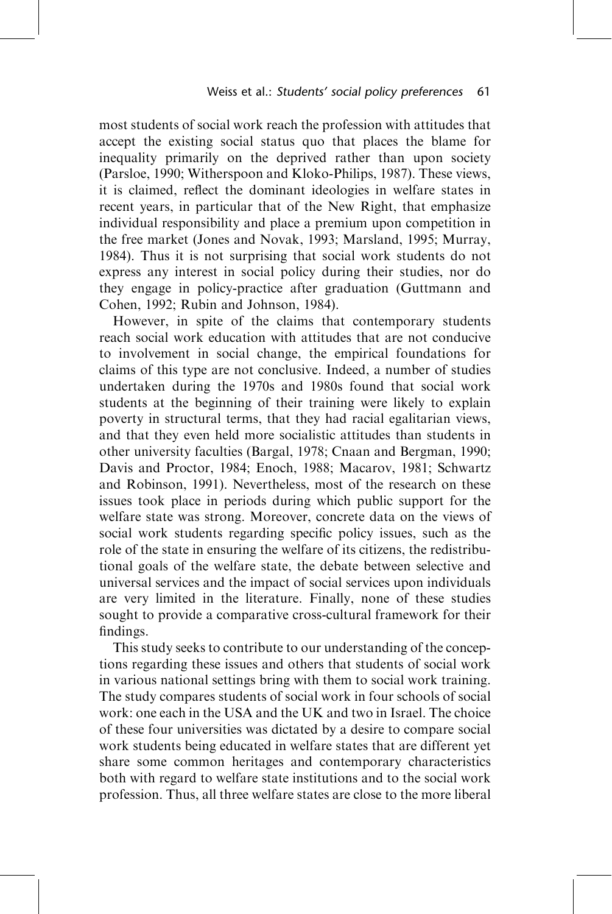most students of social work reach the profession with attitudes that accept the existing social status quo that places the blame for inequality primarily on the deprived rather than upon society (Parsloe, 1990; Witherspoon and Kloko-Philips, 1987). These views, it is claimed, reflect the dominant ideologies in welfare states in recent years, in particular that of the New Right, that emphasize individual responsibility and place a premium upon competition in the free market (Jones and Novak, 1993; Marsland, 1995; Murray, 1984). Thus it is not surprising that social work students do not express any interest in social policy during their studies, nor do they engage in policy-practice after graduation (Guttmann and Cohen, 1992; Rubin and Johnson, 1984).

However, in spite of the claims that contemporary students reach social work education with attitudes that are not conducive to involvement in social change, the empirical foundations for claims of this type are not conclusive. Indeed, a number of studies undertaken during the 1970s and 1980s found that social work students at the beginning of their training were likely to explain poverty in structural terms, that they had racial egalitarian views, and that they even held more socialistic attitudes than students in other university faculties (Bargal, 1978; Cnaan and Bergman, 1990; Davis and Proctor, 1984; Enoch, 1988; Macarov, 1981; Schwartz and Robinson, 1991). Nevertheless, most of the research on these issues took place in periods during which public support for the welfare state was strong. Moreover, concrete data on the views of social work students regarding specific policy issues, such as the role of the state in ensuring the welfare of its citizens, the redistributional goals of the welfare state, the debate between selective and universal services and the impact of social services upon individuals are very limited in the literature. Finally, none of these studies sought to provide a comparative cross-cultural framework for their findings.

This study seeks to contribute to our understanding of the conceptions regarding these issues and others that students of social work in various national settings bring with them to social work training. The study compares students of social work in four schools of social work: one each in the USA and the UK and two in Israel. The choice of these four universities was dictated by a desire to compare social work students being educated in welfare states that are different yet share some common heritages and contemporary characteristics both with regard to welfare state institutions and to the social work profession. Thus, all three welfare states are close to the more liberal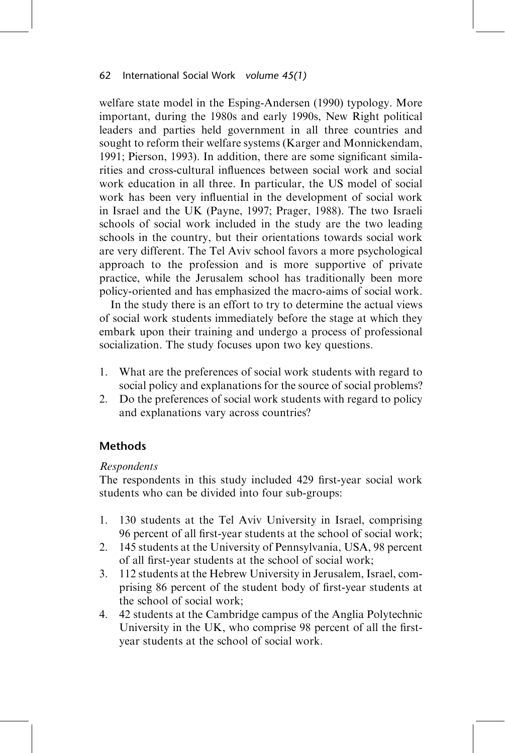welfare state model in the Esping-Andersen (1990) typology. More important, during the 1980s and early 1990s, New Right political leaders and parties held government in all three countries and sought to reform their welfare systems (Karger and Monnickendam, 1991; Pierson, 1993). In addition, there are some significant similarities and cross-cultural influences between social work and social work education in all three. In particular, the US model of social work has been very influential in the development of social work in Israel and the UK (Payne, 1997; Prager, 1988). The two Israeli schools of social work included in the study are the two leading schools in the country, but their orientations towards social work are very different. The Tel Aviv school favors a more psychological approach to the profession and is more supportive of private practice, while the Jerusalem school has traditionally been more policy-oriented and has emphasized the macro-aims of social work.

In the study there is an effort to try to determine the actual views of social work students immediately before the stage at which they embark upon their training and undergo a process of professional socialization. The study focuses upon two key questions.

1. What are the preferences of social work students with regard to social policy and explanations for the source of social problems?
2. Do the preferences of social work students with regard to policy and explanations vary across countries?

## Methods

*Respondents*

The respondents in this study included 429 first-year social work students who can be divided into four sub-groups:

1. 130 students at the Tel Aviv University in Israel, comprising 96 percent of all first-year students at the school of social work;
2. 145 students at the University of Pennsylvania, USA, 98 percent of all first-year students at the school of social work;
3. 112 students at the Hebrew University in Jerusalem, Israel, comprising 86 percent of the student body of first-year students at the school of social work;
4. 42 students at the Cambridge campus of the Anglia Polytechnic University in the UK, who comprise 98 percent of all the first-year students at the school of social work.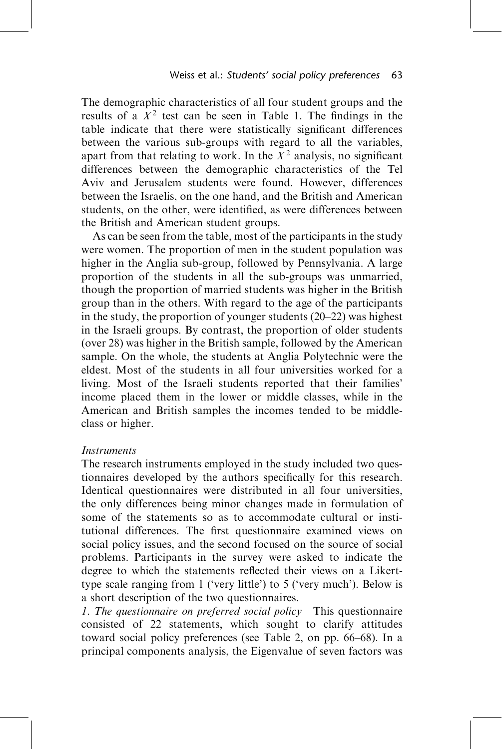The demographic characteristics of all four student groups and the results of a $X^2$ test can be seen in Table 1. The findings in the table indicate that there were statistically significant differences between the various sub-groups with regard to all the variables, apart from that relating to work. In the $X^2$ analysis, no significant differences between the demographic characteristics of the Tel Aviv and Jerusalem students were found. However, differences between the Israelis, on the one hand, and the British and American students, on the other, were identified, as were differences between the British and American student groups.

As can be seen from the table, most of the participants in the study were women. The proportion of men in the student population was higher in the Anglia sub-group, followed by Pennsylvania. A large proportion of the students in all the sub-groups was unmarried, though the proportion of married students was higher in the British group than in the others. With regard to the age of the participants in the study, the proportion of younger students (20–22) was highest in the Israeli groups. By contrast, the proportion of older students (over 28) was higher in the British sample, followed by the American sample. On the whole, the students at Anglia Polytechnic were the eldest. Most of the students in all four universities worked for a living. Most of the Israeli students reported that their families' income placed them in the lower or middle classes, while in the American and British samples the incomes tended to be middle-class or higher.

*Instruments*

The research instruments employed in the study included two questionnaires developed by the authors specifically for this research. Identical questionnaires were distributed in all four universities, the only differences being minor changes made in formulation of some of the statements so as to accommodate cultural or institutional differences. The first questionnaire examined views on social policy issues, and the second focused on the source of social problems. Participants in the survey were asked to indicate the degree to which the statements reflected their views on a Likert-type scale ranging from 1 ('very little') to 5 ('very much'). Below is a short description of the two questionnaires.

*1. The questionnaire on preferred social policy* This questionnaire consisted of 22 statements, which sought to clarify attitudes toward social policy preferences (see Table 2, on pp. 66–68). In a principal components analysis, the Eigenvalue of seven factors was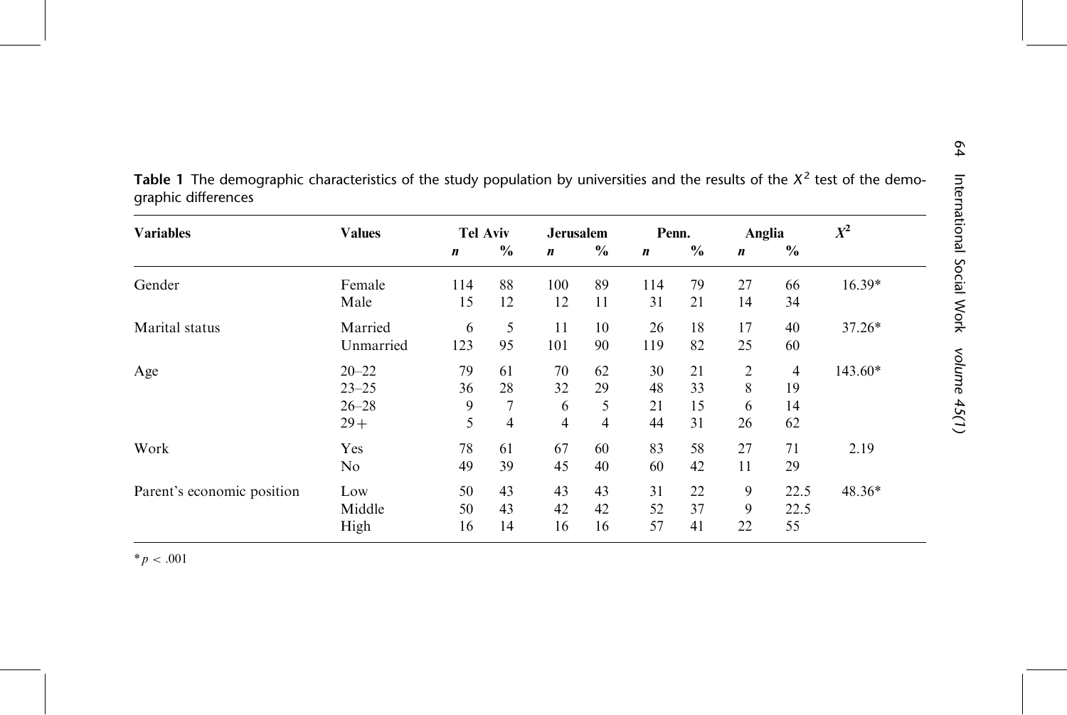**Table 1** The demographic characteristics of the study population by universities and the results of the $X^2$ test of the demographic differences

| Variables | Values | Tel Aviv | | Jerusalem | | Penn. | | Anglia | | $X^2$ |
|---|---|---|---|---|---|---|---|---|---|---|
| | | *n* | % | *n* | % | *n* | % | *n* | % | |
| Gender | Female | 114 | 88 | 100 | 89 | 114 | 79 | 27 | 66 | 16.39* |
| | Male | 15 | 12 | 12 | 11 | 31 | 21 | 14 | 34 | |
| Marital status | Married | 6 | 5 | 11 | 10 | 26 | 18 | 17 | 40 | 37.26* |
| | Unmarried | 123 | 95 | 101 | 90 | 119 | 82 | 25 | 60 | |
| Age | 20–22 | 79 | 61 | 70 | 62 | 30 | 21 | 2 | 4 | 143.60* |
| | 23–25 | 36 | 28 | 32 | 29 | 48 | 33 | 8 | 19 | |
| | 26–28 | 9 | 7 | 6 | 5 | 21 | 15 | 6 | 14 | |
| | 29+ | 5 | 4 | 4 | 4 | 44 | 31 | 26 | 62 | |
| Work | Yes | 78 | 61 | 67 | 60 | 83 | 58 | 27 | 71 | 2.19 |
| | No | 49 | 39 | 45 | 40 | 60 | 42 | 11 | 29 | |
| Parent's economic position | Low | 50 | 43 | 43 | 43 | 31 | 22 | 9 | 22.5 | 48.36* |
| | Middle | 50 | 43 | 42 | 42 | 52 | 37 | 9 | 22.5 | |
| | High | 16 | 14 | 16 | 16 | 57 | 41 | 22 | 55 | |

* $p < .001$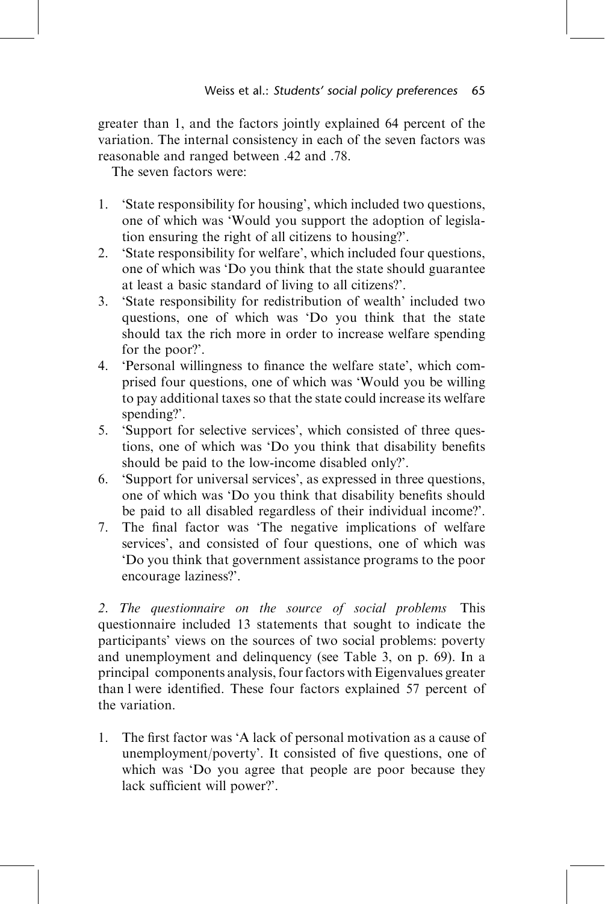greater than 1, and the factors jointly explained 64 percent of the variation. The internal consistency in each of the seven factors was reasonable and ranged between .42 and .78.

The seven factors were:

1. 'State responsibility for housing', which included two questions, one of which was 'Would you support the adoption of legislation ensuring the right of all citizens to housing?'.
2. 'State responsibility for welfare', which included four questions, one of which was 'Do you think that the state should guarantee at least a basic standard of living to all citizens?'.
3. 'State responsibility for redistribution of wealth' included two questions, one of which was 'Do you think that the state should tax the rich more in order to increase welfare spending for the poor?'.
4. 'Personal willingness to finance the welfare state', which comprised four questions, one of which was 'Would you be willing to pay additional taxes so that the state could increase its welfare spending?'.
5. 'Support for selective services', which consisted of three questions, one of which was 'Do you think that disability benefits should be paid to the low-income disabled only?'.
6. 'Support for universal services', as expressed in three questions, one of which was 'Do you think that disability benefits should be paid to all disabled regardless of their individual income?'.
7. The final factor was 'The negative implications of welfare services', and consisted of four questions, one of which was 'Do you think that government assistance programs to the poor encourage laziness?'.

*2. The questionnaire on the source of social problems* This questionnaire included 13 statements that sought to indicate the participants' views on the sources of two social problems: poverty and unemployment and delinquency (see Table 3, on p. 69). In a principal components analysis, four factors with Eigenvalues greater than 1 were identified. These four factors explained 57 percent of the variation.

1. The first factor was 'A lack of personal motivation as a cause of unemployment/poverty'. It consisted of five questions, one of which was 'Do you agree that people are poor because they lack sufficient will power?'.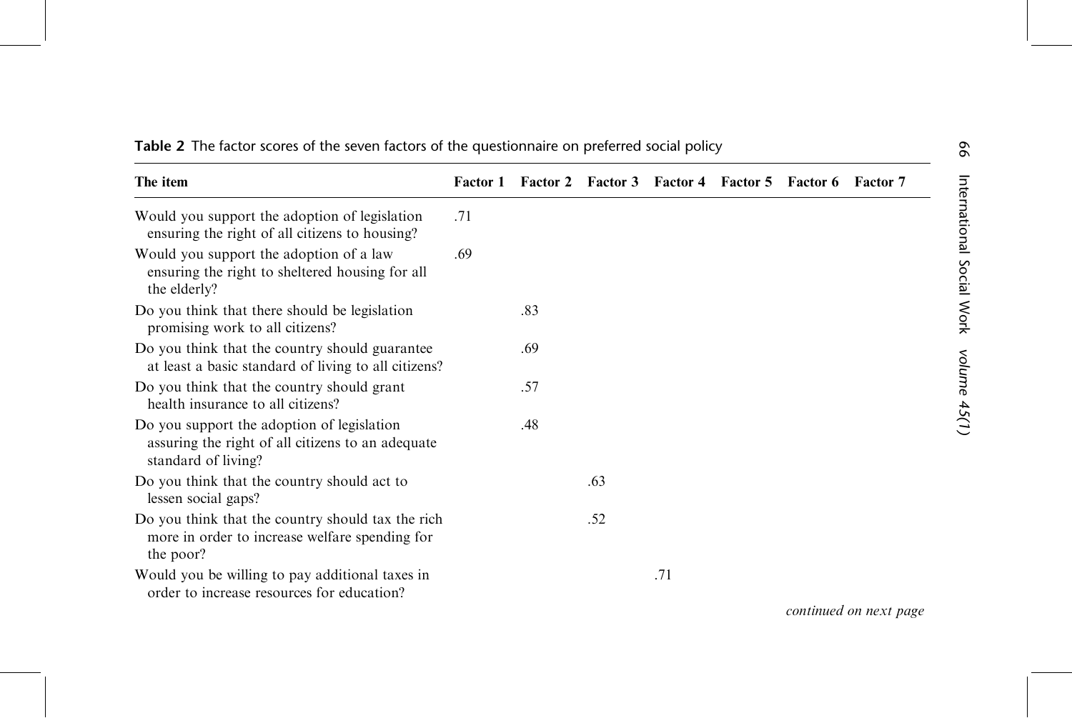**Table 2** The factor scores of the seven factors of the questionnaire on preferred social policy

| The item | Factor 1 | Factor 2 | Factor 3 | Factor 4 | Factor 5 | Factor 6 | Factor 7 |
|---|---|---|---|---|---|---|---|
| Would you support the adoption of legislation ensuring the right of all citizens to housing? | .71 | | | | | | |
| Would you support the adoption of a law ensuring the right to sheltered housing for all the elderly? | .69 | | | | | | |
| Do you think that there should be legislation promising work to all citizens? | | .83 | | | | | |
| Do you think that the country should guarantee at least a basic standard of living to all citizens? | | .69 | | | | | |
| Do you think that the country should grant health insurance to all citizens? | | .57 | | | | | |
| Do you support the adoption of legislation assuring the right of all citizens to an adequate standard of living? | | .48 | | | | | |
| Do you think that the country should act to lessen social gaps? | | | .63 | | | | |
| Do you think that the country should tax the rich more in order to increase welfare spending for the poor? | | | .52 | | | | |
| Would you be willing to pay additional taxes in order to increase resources for education? | | | | .71 | | | |

*continued on next page*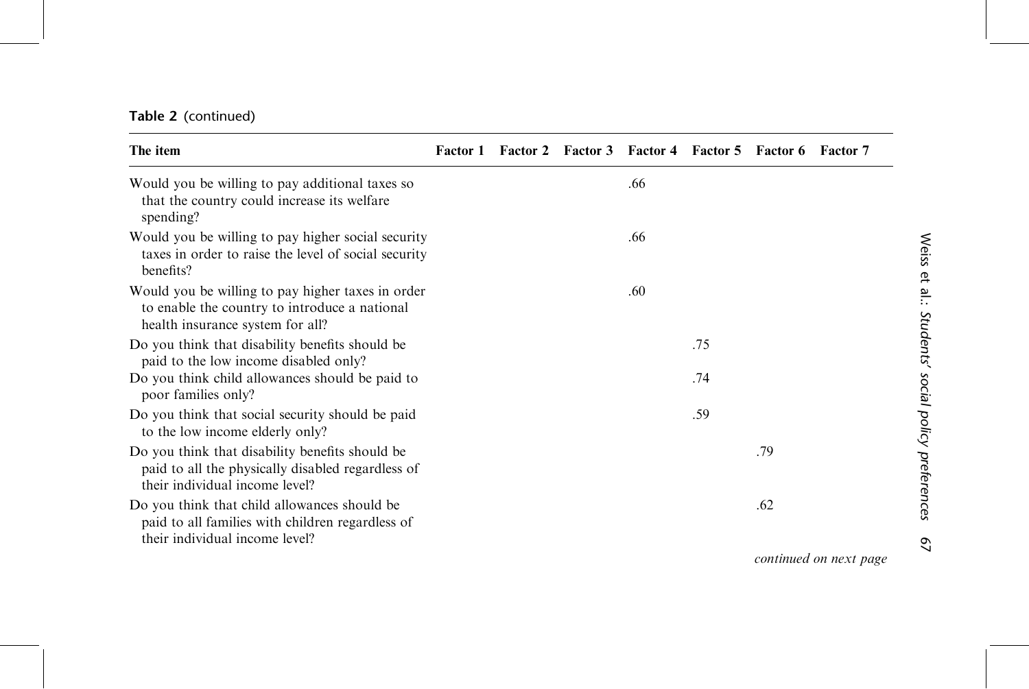**Table 2** (continued)

| The item | Factor 1 | Factor 2 | Factor 3 | Factor 4 | Factor 5 | Factor 6 | Factor 7 |
|---|---|---|---|---|---|---|---|
| Would you be willing to pay additional taxes so that the country could increase its welfare spending? | | | | .66 | | | |
| Would you be willing to pay higher social security taxes in order to raise the level of social security benefits? | | | | .66 | | | |
| Would you be willing to pay higher taxes in order to enable the country to introduce a national health insurance system for all? | | | | .60 | | | |
| Do you think that disability benefits should be paid to the low income disabled only? | | | | | .75 | | |
| Do you think child allowances should be paid to poor families only? | | | | | .74 | | |
| Do you think that social security should be paid to the low income elderly only? | | | | | .59 | | |
| Do you think that disability benefits should be paid to all the physically disabled regardless of their individual income level? | | | | | | .79 | |
| Do you think that child allowances should be paid to all families with children regardless of their individual income level? | | | | | | .62 | |

*continued on next page*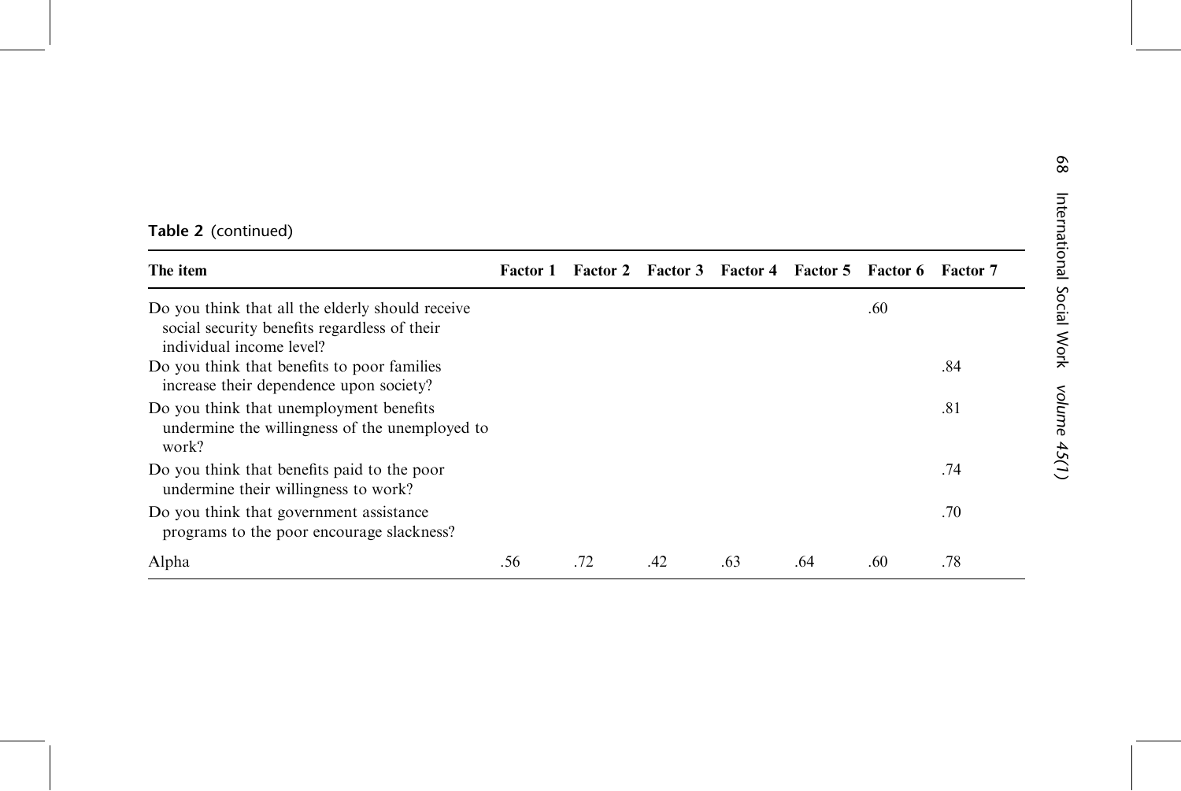**Table 2** (continued)

| The item | Factor 1 | Factor 2 | Factor 3 | Factor 4 | Factor 5 | Factor 6 | Factor 7 |
|---|---|---|---|---|---|---|---|
| Do you think that all the elderly should receive social security benefits regardless of their individual income level? | | | | | | .60 | |
| Do you think that benefits to poor families increase their dependence upon society? | | | | | | | .84 |
| Do you think that unemployment benefits undermine the willingness of the unemployed to work? | | | | | | | .81 |
| Do you think that benefits paid to the poor undermine their willingness to work? | | | | | | | .74 |
| Do you think that government assistance programs to the poor encourage slackness? | | | | | | | .70 |
| Alpha | .56 | .72 | .42 | .63 | .64 | .60 | .78 |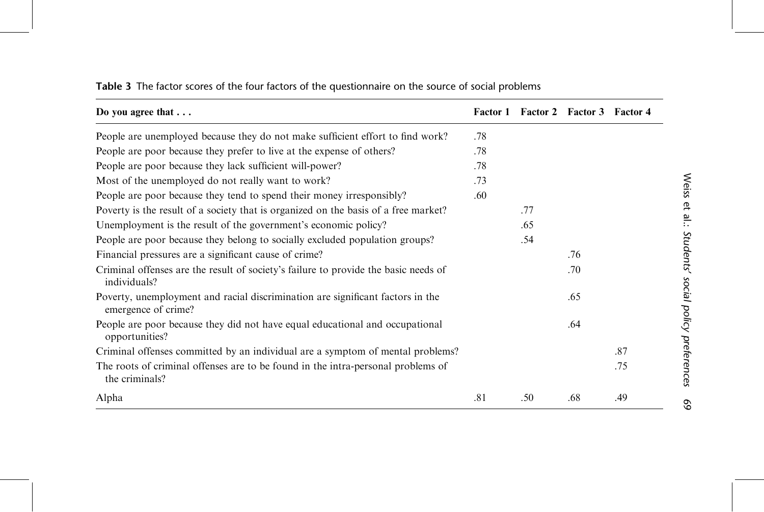**Table 3** The factor scores of the four factors of the questionnaire on the source of social problems

| Do you agree that . . . | Factor 1 | Factor 2 | Factor 3 | Factor 4 |
|---|---|---|---|---|
| People are unemployed because they do not make sufficient effort to find work? | .78 | | | |
| People are poor because they prefer to live at the expense of others? | .78 | | | |
| People are poor because they lack sufficient will-power? | .78 | | | |
| Most of the unemployed do not really want to work? | .73 | | | |
| People are poor because they tend to spend their money irresponsibly? | .60 | | | |
| Poverty is the result of a society that is organized on the basis of a free market? | | .77 | | |
| Unemployment is the result of the government's economic policy? | | .65 | | |
| People are poor because they belong to socially excluded population groups? | | .54 | | |
| Financial pressures are a significant cause of crime? | | | .76 | |
| Criminal offenses are the result of society's failure to provide the basic needs of individuals? | | | .70 | |
| Poverty, unemployment and racial discrimination are significant factors in the emergence of crime? | | | .65 | |
| People are poor because they did not have equal educational and occupational opportunities? | | | .64 | |
| Criminal offenses committed by an individual are a symptom of mental problems? | | | | .87 |
| The roots of criminal offenses are to be found in the intra-personal problems of the criminals? | | | | .75 |
| Alpha | .81 | .50 | .68 | .49 |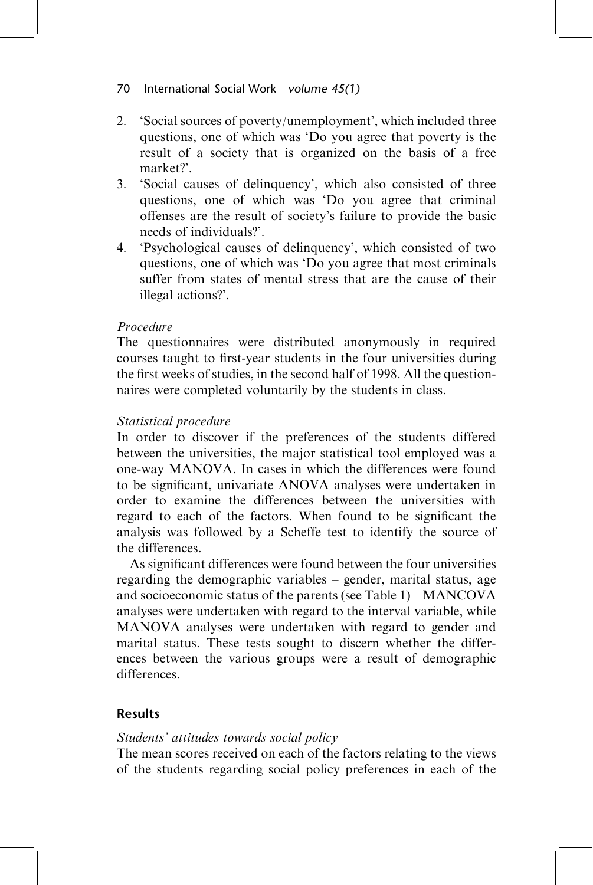2. 'Social sources of poverty/unemployment', which included three questions, one of which was 'Do you agree that poverty is the result of a society that is organized on the basis of a free market?'.
3. 'Social causes of delinquency', which also consisted of three questions, one of which was 'Do you agree that criminal offenses are the result of society's failure to provide the basic needs of individuals?'.
4. 'Psychological causes of delinquency', which consisted of two questions, one of which was 'Do you agree that most criminals suffer from states of mental stress that are the cause of their illegal actions?'.

*Procedure*

The questionnaires were distributed anonymously in required courses taught to first-year students in the four universities during the first weeks of studies, in the second half of 1998. All the questionnaires were completed voluntarily by the students in class.

*Statistical procedure*

In order to discover if the preferences of the students differed between the universities, the major statistical tool employed was a one-way MANOVA. In cases in which the differences were found to be significant, univariate ANOVA analyses were undertaken in order to examine the differences between the universities with regard to each of the factors. When found to be significant the analysis was followed by a Scheffe test to identify the source of the differences.

As significant differences were found between the four universities regarding the demographic variables – gender, marital status, age and socioeconomic status of the parents (see Table 1) – MANCOVA analyses were undertaken with regard to the interval variable, while MANOVA analyses were undertaken with regard to gender and marital status. These tests sought to discern whether the differences between the various groups were a result of demographic differences.

## Results

*Students' attitudes towards social policy*

The mean scores received on each of the factors relating to the views of the students regarding social policy preferences in each of the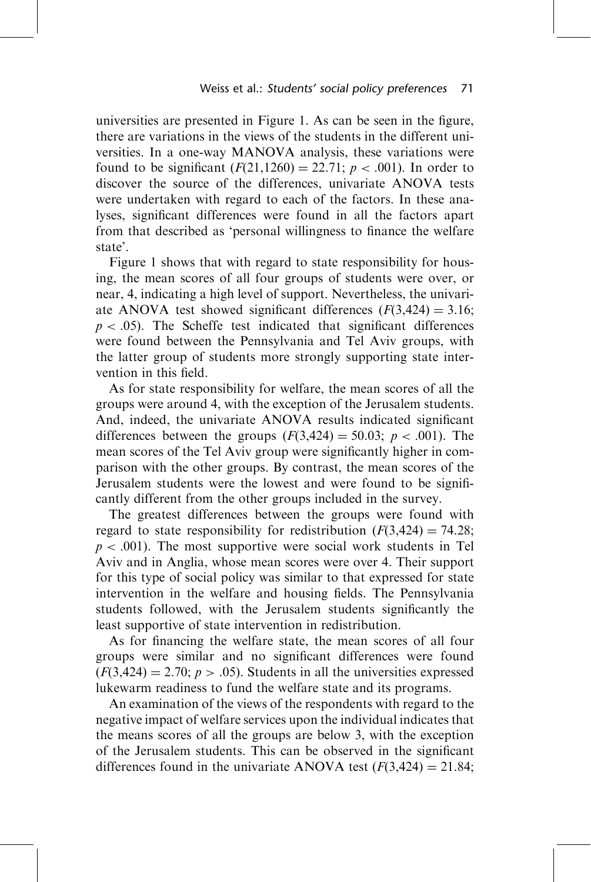universities are presented in Figure 1. As can be seen in the figure, there are variations in the views of the students in the different universities. In a one-way MANOVA analysis, these variations were found to be significant ($F(21,1260) = 22.71$; $p < .001$). In order to discover the source of the differences, univariate ANOVA tests were undertaken with regard to each of the factors. In these analyses, significant differences were found in all the factors apart from that described as 'personal willingness to finance the welfare state'.

Figure 1 shows that with regard to state responsibility for housing, the mean scores of all four groups of students were over, or near, 4, indicating a high level of support. Nevertheless, the univariate ANOVA test showed significant differences ($F(3,424) = 3.16$; $p < .05$). The Scheffe test indicated that significant differences were found between the Pennsylvania and Tel Aviv groups, with the latter group of students more strongly supporting state intervention in this field.

As for state responsibility for welfare, the mean scores of all the groups were around 4, with the exception of the Jerusalem students. And, indeed, the univariate ANOVA results indicated significant differences between the groups ($F(3,424) = 50.03$; $p < .001$). The mean scores of the Tel Aviv group were significantly higher in comparison with the other groups. By contrast, the mean scores of the Jerusalem students were the lowest and were found to be significantly different from the other groups included in the survey.

The greatest differences between the groups were found with regard to state responsibility for redistribution ($F(3,424) = 74.28$; $p < .001$). The most supportive were social work students in Tel Aviv and in Anglia, whose mean scores were over 4. Their support for this type of social policy was similar to that expressed for state intervention in the welfare and housing fields. The Pennsylvania students followed, with the Jerusalem students significantly the least supportive of state intervention in redistribution.

As for financing the welfare state, the mean scores of all four groups were similar and no significant differences were found ($F(3,424) = 2.70$; $p > .05$). Students in all the universities expressed lukewarm readiness to fund the welfare state and its programs.

An examination of the views of the respondents with regard to the negative impact of welfare services upon the individual indicates that the means scores of all the groups are below 3, with the exception of the Jerusalem students. This can be observed in the significant differences found in the univariate ANOVA test ($F(3,424) = 21.84$;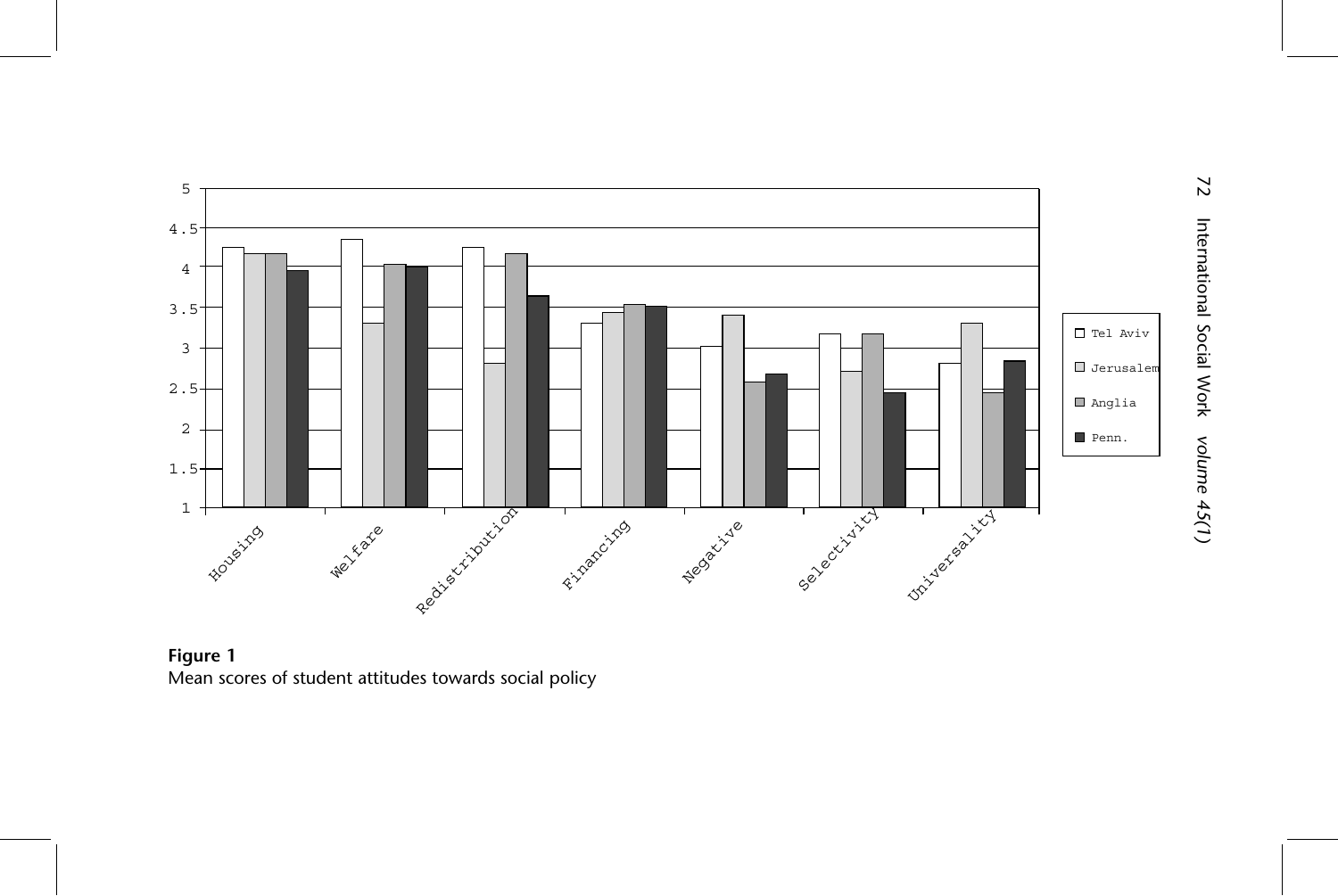**Figure 1**
Mean scores of student attitudes towards social policy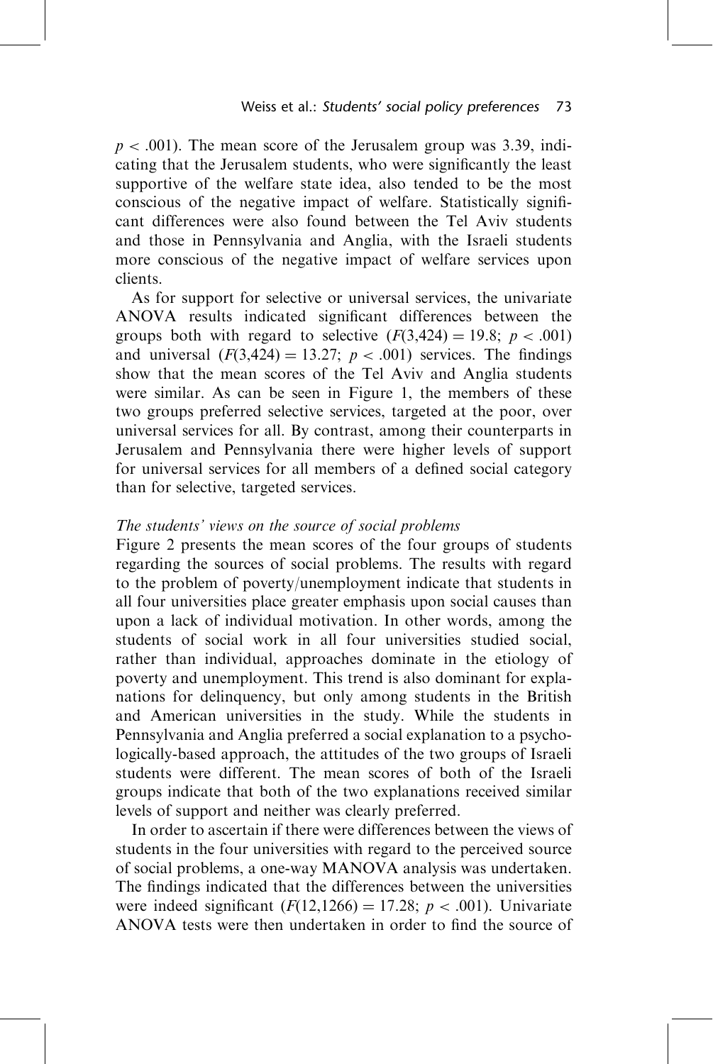$p < .001$). The mean score of the Jerusalem group was 3.39, indicating that the Jerusalem students, who were significantly the least supportive of the welfare state idea, also tended to be the most conscious of the negative impact of welfare. Statistically significant differences were also found between the Tel Aviv students and those in Pennsylvania and Anglia, with the Israeli students more conscious of the negative impact of welfare services upon clients.

As for support for selective or universal services, the univariate ANOVA results indicated significant differences between the groups both with regard to selective ($F(3,424) = 19.8$; $p < .001$) and universal ($F(3,424) = 13.27$; $p < .001$) services. The findings show that the mean scores of the Tel Aviv and Anglia students were similar. As can be seen in Figure 1, the members of these two groups preferred selective services, targeted at the poor, over universal services for all. By contrast, among their counterparts in Jerusalem and Pennsylvania there were higher levels of support for universal services for all members of a defined social category than for selective, targeted services.

*The students' views on the source of social problems*

Figure 2 presents the mean scores of the four groups of students regarding the sources of social problems. The results with regard to the problem of poverty/unemployment indicate that students in all four universities place greater emphasis upon social causes than upon a lack of individual motivation. In other words, among the students of social work in all four universities studied social, rather than individual, approaches dominate in the etiology of poverty and unemployment. This trend is also dominant for explanations for delinquency, but only among students in the British and American universities in the study. While the students in Pennsylvania and Anglia preferred a social explanation to a psychologically-based approach, the attitudes of the two groups of Israeli students were different. The mean scores of both of the Israeli groups indicate that both of the two explanations received similar levels of support and neither was clearly preferred.

In order to ascertain if there were differences between the views of students in the four universities with regard to the perceived source of social problems, a one-way MANOVA analysis was undertaken. The findings indicated that the differences between the universities were indeed significant ($F(12,1266) = 17.28$; $p < .001$). Univariate ANOVA tests were then undertaken in order to find the source of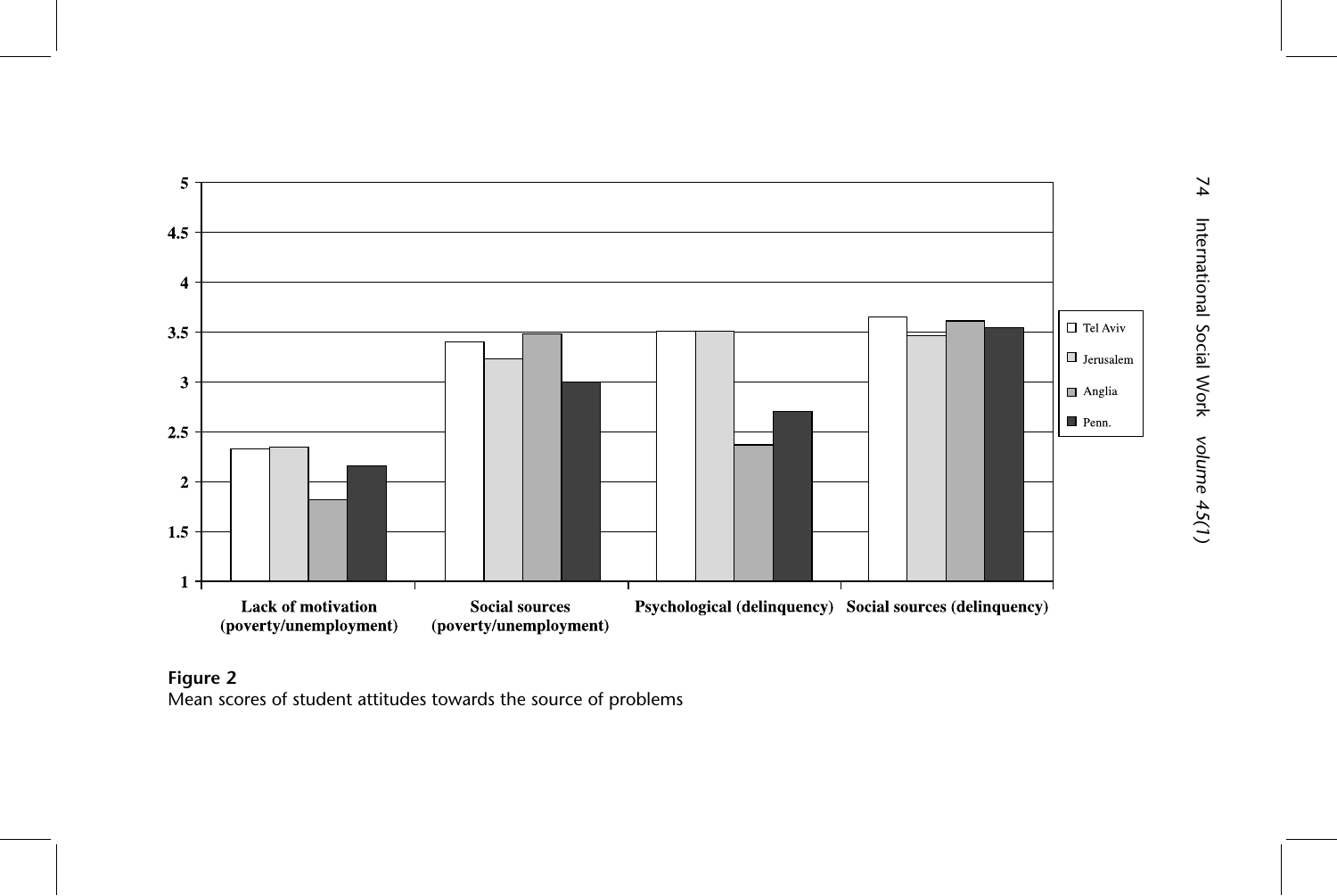**Figure 2**
Mean scores of student attitudes towards the source of problems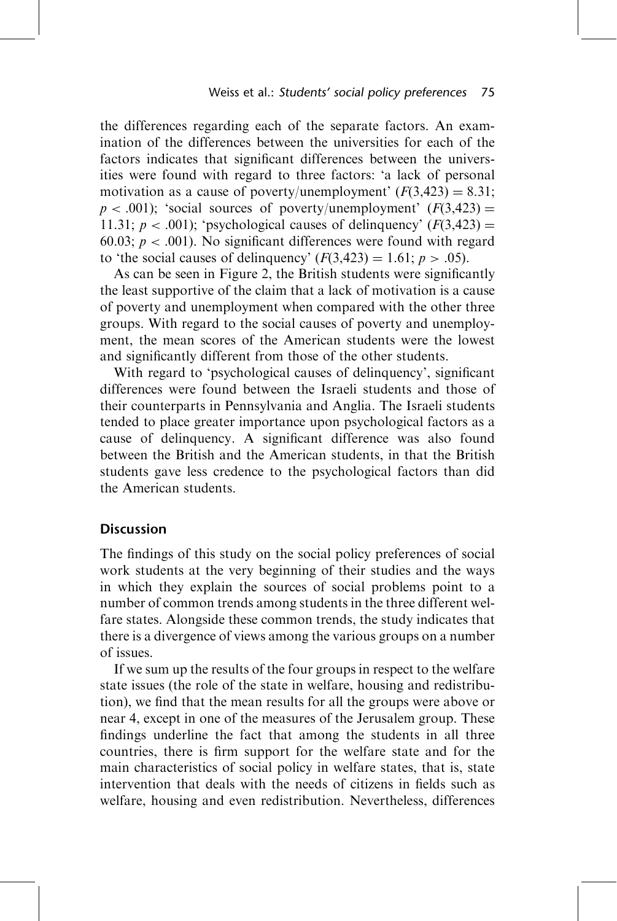the differences regarding each of the separate factors. An examination of the differences between the universities for each of the factors indicates that significant differences between the universities were found with regard to three factors: 'a lack of personal motivation as a cause of poverty/unemployment' ($F(3,423) = 8.31$; $p < .001$); 'social sources of poverty/unemployment' ($F(3,423) = 11.31$; $p < .001$); 'psychological causes of delinquency' ($F(3,423) = 60.03$; $p < .001$). No significant differences were found with regard to 'the social causes of delinquency' ($F(3,423) = 1.61$; $p > .05$).

As can be seen in Figure 2, the British students were significantly the least supportive of the claim that a lack of motivation is a cause of poverty and unemployment when compared with the other three groups. With regard to the social causes of poverty and unemployment, the mean scores of the American students were the lowest and significantly different from those of the other students.

With regard to 'psychological causes of delinquency', significant differences were found between the Israeli students and those of their counterparts in Pennsylvania and Anglia. The Israeli students tended to place greater importance upon psychological factors as a cause of delinquency. A significant difference was also found between the British and the American students, in that the British students gave less credence to the psychological factors than did the American students.

## Discussion

The findings of this study on the social policy preferences of social work students at the very beginning of their studies and the ways in which they explain the sources of social problems point to a number of common trends among students in the three different welfare states. Alongside these common trends, the study indicates that there is a divergence of views among the various groups on a number of issues.

If we sum up the results of the four groups in respect to the welfare state issues (the role of the state in welfare, housing and redistribution), we find that the mean results for all the groups were above or near 4, except in one of the measures of the Jerusalem group. These findings underline the fact that among the students in all three countries, there is firm support for the welfare state and for the main characteristics of social policy in welfare states, that is, state intervention that deals with the needs of citizens in fields such as welfare, housing and even redistribution. Nevertheless, differences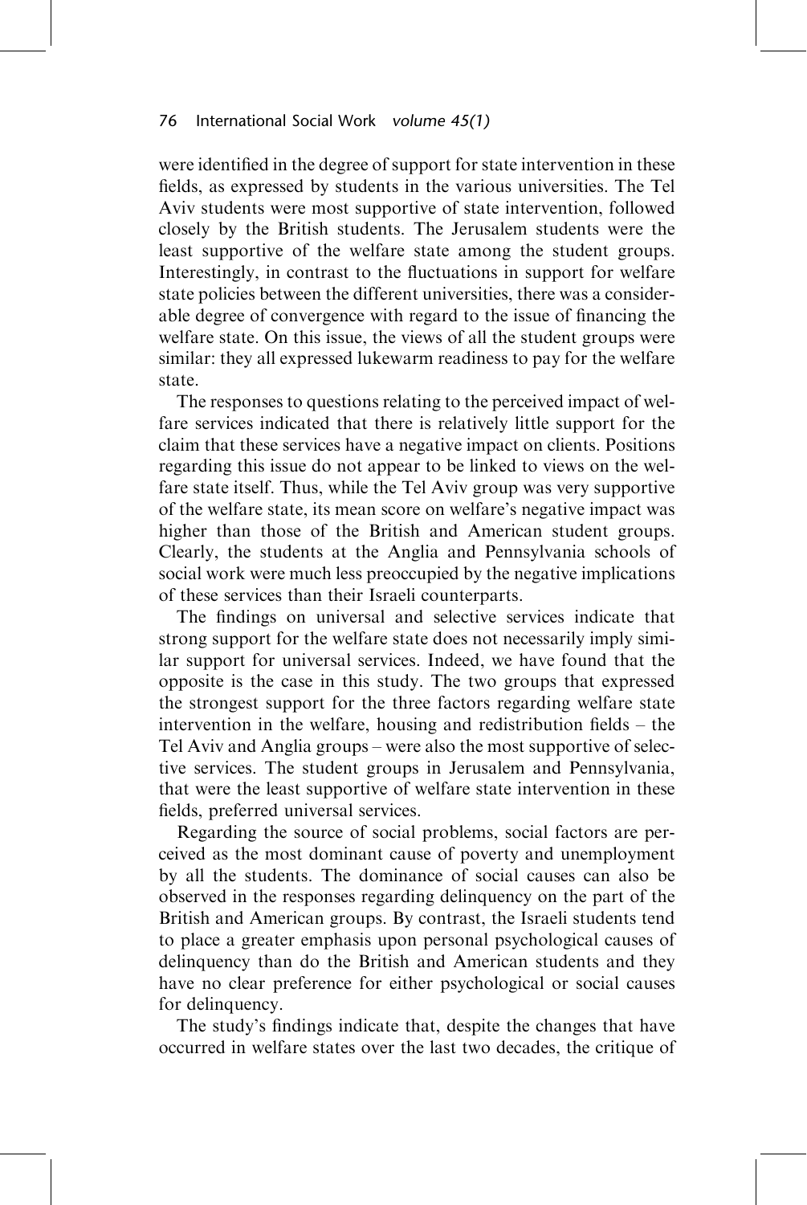were identified in the degree of support for state intervention in these fields, as expressed by students in the various universities. The Tel Aviv students were most supportive of state intervention, followed closely by the British students. The Jerusalem students were the least supportive of the welfare state among the student groups. Interestingly, in contrast to the fluctuations in support for welfare state policies between the different universities, there was a considerable degree of convergence with regard to the issue of financing the welfare state. On this issue, the views of all the student groups were similar: they all expressed lukewarm readiness to pay for the welfare state.

The responses to questions relating to the perceived impact of welfare services indicated that there is relatively little support for the claim that these services have a negative impact on clients. Positions regarding this issue do not appear to be linked to views on the welfare state itself. Thus, while the Tel Aviv group was very supportive of the welfare state, its mean score on welfare's negative impact was higher than those of the British and American student groups. Clearly, the students at the Anglia and Pennsylvania schools of social work were much less preoccupied by the negative implications of these services than their Israeli counterparts.

The findings on universal and selective services indicate that strong support for the welfare state does not necessarily imply similar support for universal services. Indeed, we have found that the opposite is the case in this study. The two groups that expressed the strongest support for the three factors regarding welfare state intervention in the welfare, housing and redistribution fields – the Tel Aviv and Anglia groups – were also the most supportive of selective services. The student groups in Jerusalem and Pennsylvania, that were the least supportive of welfare state intervention in these fields, preferred universal services.

Regarding the source of social problems, social factors are perceived as the most dominant cause of poverty and unemployment by all the students. The dominance of social causes can also be observed in the responses regarding delinquency on the part of the British and American groups. By contrast, the Israeli students tend to place a greater emphasis upon personal psychological causes of delinquency than do the British and American students and they have no clear preference for either psychological or social causes for delinquency.

The study's findings indicate that, despite the changes that have occurred in welfare states over the last two decades, the critique of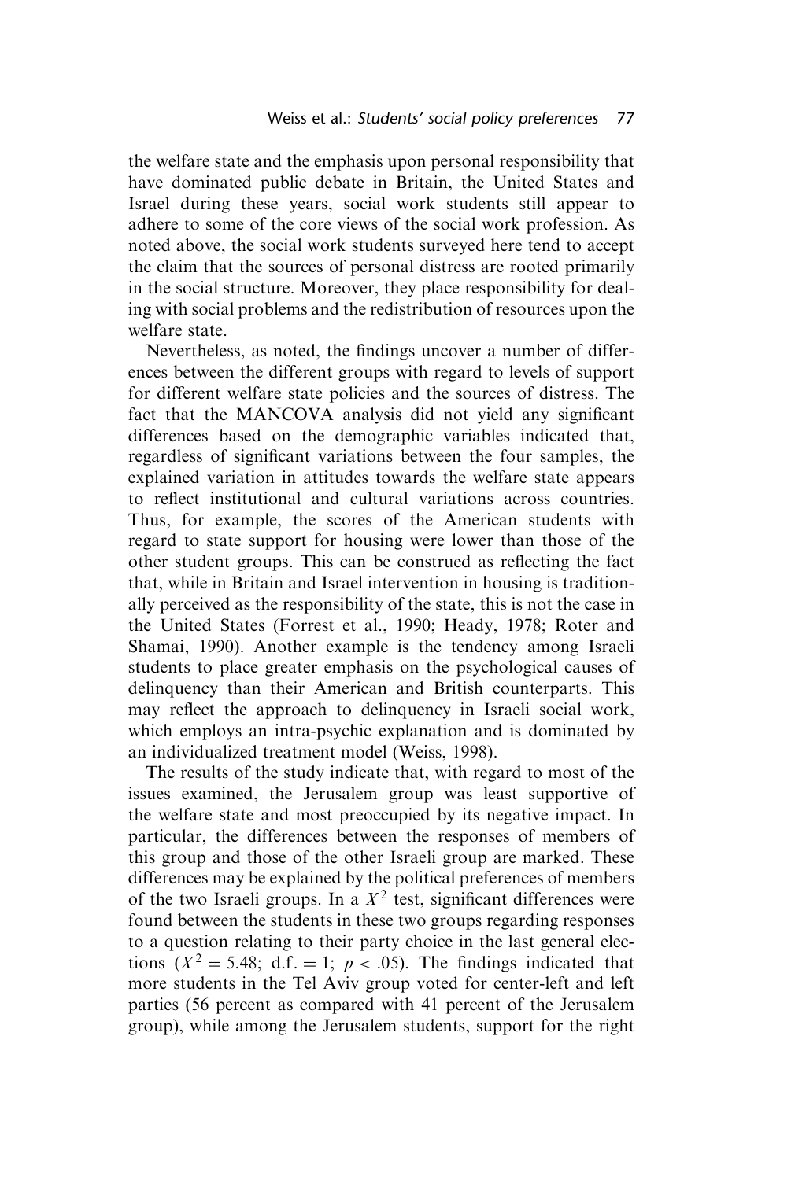the welfare state and the emphasis upon personal responsibility that have dominated public debate in Britain, the United States and Israel during these years, social work students still appear to adhere to some of the core views of the social work profession. As noted above, the social work students surveyed here tend to accept the claim that the sources of personal distress are rooted primarily in the social structure. Moreover, they place responsibility for dealing with social problems and the redistribution of resources upon the welfare state.

Nevertheless, as noted, the findings uncover a number of differences between the different groups with regard to levels of support for different welfare state policies and the sources of distress. The fact that the MANCOVA analysis did not yield any significant differences based on the demographic variables indicated that, regardless of significant variations between the four samples, the explained variation in attitudes towards the welfare state appears to reflect institutional and cultural variations across countries. Thus, for example, the scores of the American students with regard to state support for housing were lower than those of the other student groups. This can be construed as reflecting the fact that, while in Britain and Israel intervention in housing is traditionally perceived as the responsibility of the state, this is not the case in the United States (Forrest et al., 1990; Heady, 1978; Roter and Shamai, 1990). Another example is the tendency among Israeli students to place greater emphasis on the psychological causes of delinquency than their American and British counterparts. This may reflect the approach to delinquency in Israeli social work, which employs an intra-psychic explanation and is dominated by an individualized treatment model (Weiss, 1998).

The results of the study indicate that, with regard to most of the issues examined, the Jerusalem group was least supportive of the welfare state and most preoccupied by its negative impact. In particular, the differences between the responses of members of this group and those of the other Israeli group are marked. These differences may be explained by the political preferences of members of the two Israeli groups. In a $X^2$ test, significant differences were found between the students in these two groups regarding responses to a question relating to their party choice in the last general elections ($X^2 = 5.48$; d.f. = 1; $p < .05$). The findings indicated that more students in the Tel Aviv group voted for center-left and left parties (56 percent as compared with 41 percent of the Jerusalem group), while among the Jerusalem students, support for the right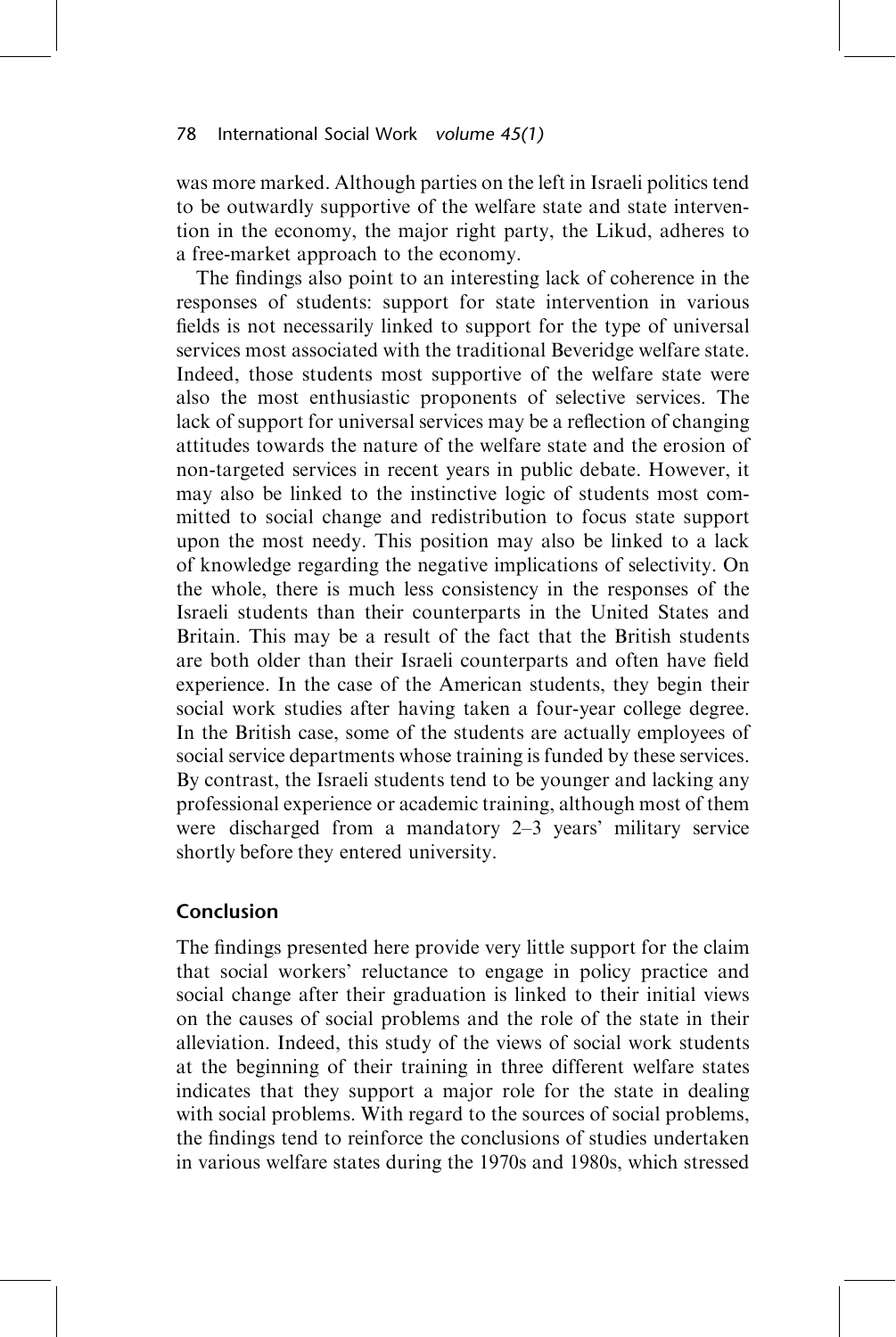was more marked. Although parties on the left in Israeli politics tend to be outwardly supportive of the welfare state and state intervention in the economy, the major right party, the Likud, adheres to a free-market approach to the economy.

The findings also point to an interesting lack of coherence in the responses of students: support for state intervention in various fields is not necessarily linked to support for the type of universal services most associated with the traditional Beveridge welfare state. Indeed, those students most supportive of the welfare state were also the most enthusiastic proponents of selective services. The lack of support for universal services may be a reflection of changing attitudes towards the nature of the welfare state and the erosion of non-targeted services in recent years in public debate. However, it may also be linked to the instinctive logic of students most committed to social change and redistribution to focus state support upon the most needy. This position may also be linked to a lack of knowledge regarding the negative implications of selectivity. On the whole, there is much less consistency in the responses of the Israeli students than their counterparts in the United States and Britain. This may be a result of the fact that the British students are both older than their Israeli counterparts and often have field experience. In the case of the American students, they begin their social work studies after having taken a four-year college degree. In the British case, some of the students are actually employees of social service departments whose training is funded by these services. By contrast, the Israeli students tend to be younger and lacking any professional experience or academic training, although most of them were discharged from a mandatory 2–3 years' military service shortly before they entered university.

## Conclusion

The findings presented here provide very little support for the claim that social workers' reluctance to engage in policy practice and social change after their graduation is linked to their initial views on the causes of social problems and the role of the state in their alleviation. Indeed, this study of the views of social work students at the beginning of their training in three different welfare states indicates that they support a major role for the state in dealing with social problems. With regard to the sources of social problems, the findings tend to reinforce the conclusions of studies undertaken in various welfare states during the 1970s and 1980s, which stressed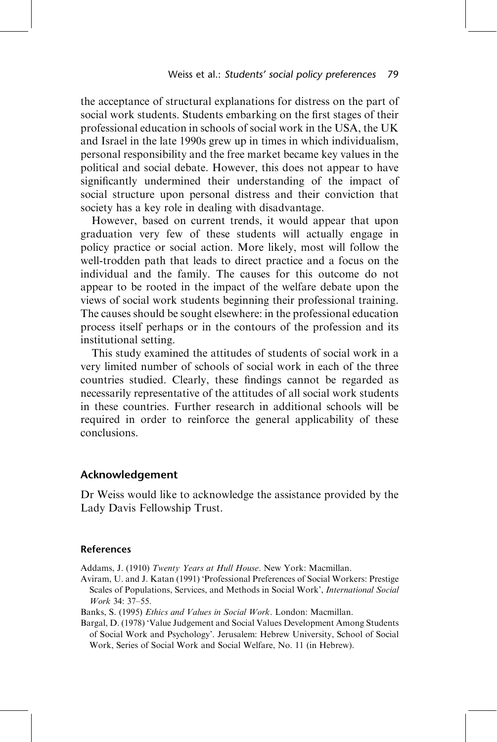the acceptance of structural explanations for distress on the part of social work students. Students embarking on the first stages of their professional education in schools of social work in the USA, the UK and Israel in the late 1990s grew up in times in which individualism, personal responsibility and the free market became key values in the political and social debate. However, this does not appear to have significantly undermined their understanding of the impact of social structure upon personal distress and their conviction that society has a key role in dealing with disadvantage.

However, based on current trends, it would appear that upon graduation very few of these students will actually engage in policy practice or social action. More likely, most will follow the well-trodden path that leads to direct practice and a focus on the individual and the family. The causes for this outcome do not appear to be rooted in the impact of the welfare debate upon the views of social work students beginning their professional training. The causes should be sought elsewhere: in the professional education process itself perhaps or in the contours of the profession and its institutional setting.

This study examined the attitudes of students of social work in a very limited number of schools of social work in each of the three countries studied. Clearly, these findings cannot be regarded as necessarily representative of the attitudes of all social work students in these countries. Further research in additional schools will be required in order to reinforce the general applicability of these conclusions.

## Acknowledgement

Dr Weiss would like to acknowledge the assistance provided by the Lady Davis Fellowship Trust.

### References

Addams, J. (1910) *Twenty Years at Hull House*. New York: Macmillan.

Aviram, U. and J. Katan (1991) 'Professional Preferences of Social Workers: Prestige Scales of Populations, Services, and Methods in Social Work', *International Social Work* 34: 37–55.

Banks, S. (1995) *Ethics and Values in Social Work*. London: Macmillan.

Bargal, D. (1978) 'Value Judgement and Social Values Development Among Students of Social Work and Psychology'. Jerusalem: Hebrew University, School of Social Work, Series of Social Work and Social Welfare, No. 11 (in Hebrew).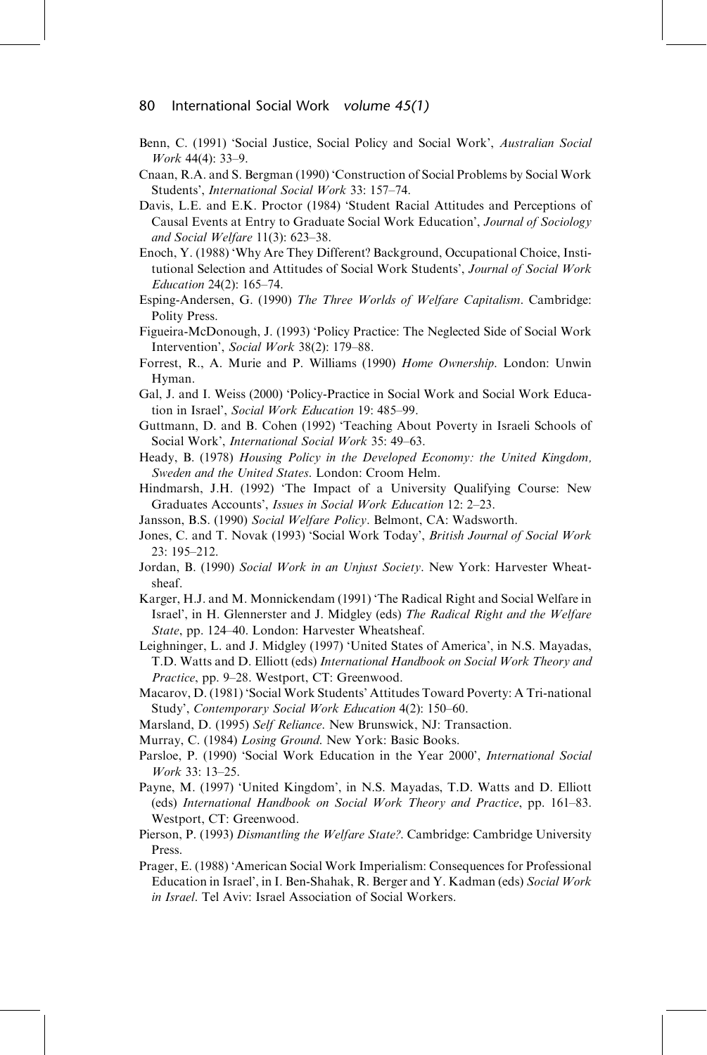Benn, C. (1991) 'Social Justice, Social Policy and Social Work', *Australian Social Work* 44(4): 33–9.

Cnaan, R.A. and S. Bergman (1990) 'Construction of Social Problems by Social Work Students', *International Social Work* 33: 157–74.

Davis, L.E. and E.K. Proctor (1984) 'Student Racial Attitudes and Perceptions of Causal Events at Entry to Graduate Social Work Education', *Journal of Sociology and Social Welfare* 11(3): 623–38.

Enoch, Y. (1988) 'Why Are They Different? Background, Occupational Choice, Institutional Selection and Attitudes of Social Work Students', *Journal of Social Work Education* 24(2): 165–74.

Esping-Andersen, G. (1990) *The Three Worlds of Welfare Capitalism*. Cambridge: Polity Press.

Figueira-McDonough, J. (1993) 'Policy Practice: The Neglected Side of Social Work Intervention', *Social Work* 38(2): 179–88.

Forrest, R., A. Murie and P. Williams (1990) *Home Ownership*. London: Unwin Hyman.

Gal, J. and I. Weiss (2000) 'Policy-Practice in Social Work and Social Work Education in Israel', *Social Work Education* 19: 485–99.

Guttmann, D. and B. Cohen (1992) 'Teaching About Poverty in Israeli Schools of Social Work', *International Social Work* 35: 49–63.

Heady, B. (1978) *Housing Policy in the Developed Economy: the United Kingdom, Sweden and the United States*. London: Croom Helm.

Hindmarsh, J.H. (1992) 'The Impact of a University Qualifying Course: New Graduates Accounts', *Issues in Social Work Education* 12: 2–23.

Jansson, B.S. (1990) *Social Welfare Policy*. Belmont, CA: Wadsworth.

Jones, C. and T. Novak (1993) 'Social Work Today', *British Journal of Social Work* 23: 195–212.

Jordan, B. (1990) *Social Work in an Unjust Society*. New York: Harvester Wheatsheaf.

Karger, H.J. and M. Monnickendam (1991) 'The Radical Right and Social Welfare in Israel', in H. Glennerster and J. Midgley (eds) *The Radical Right and the Welfare State*, pp. 124–40. London: Harvester Wheatsheaf.

Leighninger, L. and J. Midgley (1997) 'United States of America', in N.S. Mayadas, T.D. Watts and D. Elliott (eds) *International Handbook on Social Work Theory and Practice*, pp. 9–28. Westport, CT: Greenwood.

Macarov, D. (1981) 'Social Work Students' Attitudes Toward Poverty: A Tri-national Study', *Contemporary Social Work Education* 4(2): 150–60.

Marsland, D. (1995) *Self Reliance*. New Brunswick, NJ: Transaction.

Murray, C. (1984) *Losing Ground*. New York: Basic Books.

Parsloe, P. (1990) 'Social Work Education in the Year 2000', *International Social Work* 33: 13–25.

Payne, M. (1997) 'United Kingdom', in N.S. Mayadas, T.D. Watts and D. Elliott (eds) *International Handbook on Social Work Theory and Practice*, pp. 161–83. Westport, CT: Greenwood.

Pierson, P. (1993) *Dismantling the Welfare State?*. Cambridge: Cambridge University Press.

Prager, E. (1988) 'American Social Work Imperialism: Consequences for Professional Education in Israel', in I. Ben-Shahak, R. Berger and Y. Kadman (eds) *Social Work in Israel*. Tel Aviv: Israel Association of Social Workers.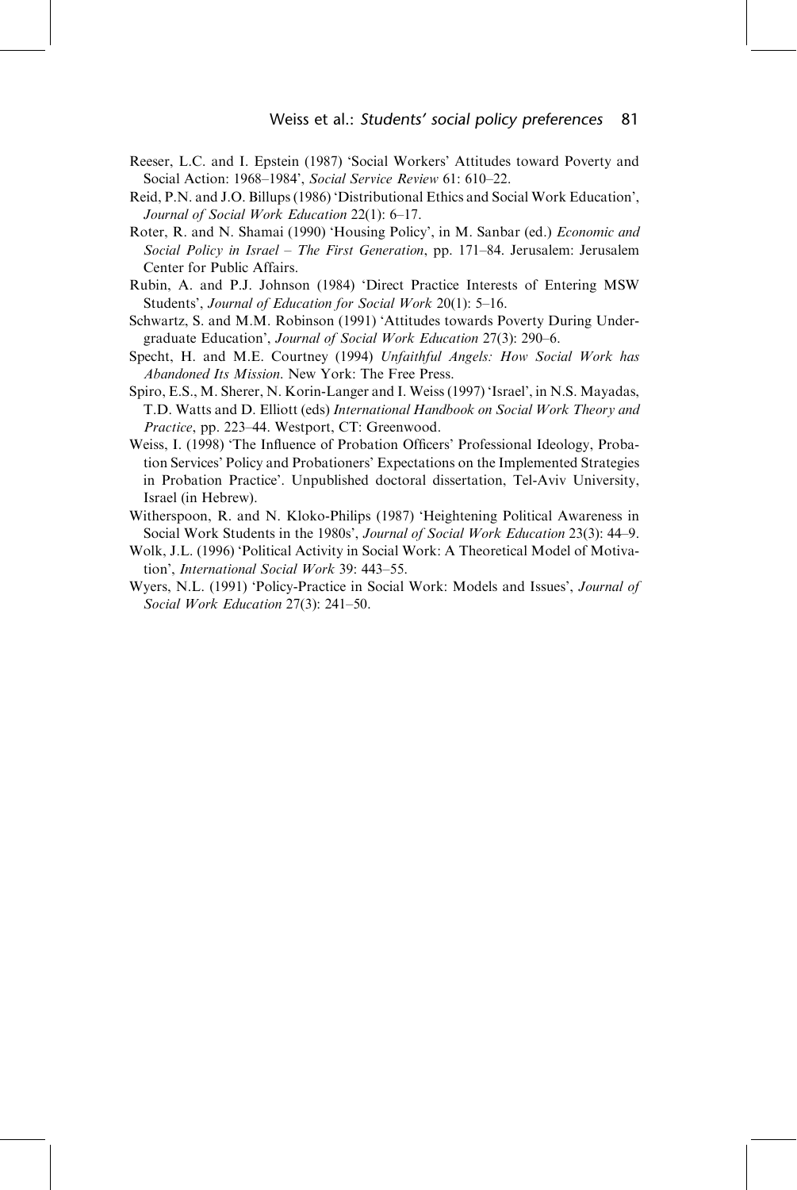Reeser, L.C. and I. Epstein (1987) 'Social Workers' Attitudes toward Poverty and Social Action: 1968–1984', *Social Service Review* 61: 610–22.

Reid, P.N. and J.O. Billups (1986) 'Distributional Ethics and Social Work Education', *Journal of Social Work Education* 22(1): 6–17.

Roter, R. and N. Shamai (1990) 'Housing Policy', in M. Sanbar (ed.) *Economic and Social Policy in Israel – The First Generation*, pp. 171–84. Jerusalem: Jerusalem Center for Public Affairs.

Rubin, A. and P.J. Johnson (1984) 'Direct Practice Interests of Entering MSW Students', *Journal of Education for Social Work* 20(1): 5–16.

Schwartz, S. and M.M. Robinson (1991) 'Attitudes towards Poverty During Undergraduate Education', *Journal of Social Work Education* 27(3): 290–6.

Specht, H. and M.E. Courtney (1994) *Unfaithful Angels: How Social Work has Abandoned Its Mission*. New York: The Free Press.

Spiro, E.S., M. Sherer, N. Korin-Langer and I. Weiss (1997) 'Israel', in N.S. Mayadas, T.D. Watts and D. Elliott (eds) *International Handbook on Social Work Theory and Practice*, pp. 223–44. Westport, CT: Greenwood.

Weiss, I. (1998) 'The Influence of Probation Officers' Professional Ideology, Probation Services' Policy and Probationers' Expectations on the Implemented Strategies in Probation Practice'. Unpublished doctoral dissertation, Tel-Aviv University, Israel (in Hebrew).

Witherspoon, R. and N. Kloko-Philips (1987) 'Heightening Political Awareness in Social Work Students in the 1980s', *Journal of Social Work Education* 23(3): 44–9.

Wolk, J.L. (1996) 'Political Activity in Social Work: A Theoretical Model of Motivation', *International Social Work* 39: 443–55.

Wyers, N.L. (1991) 'Policy-Practice in Social Work: Models and Issues', *Journal of Social Work Education* 27(3): 241–50.